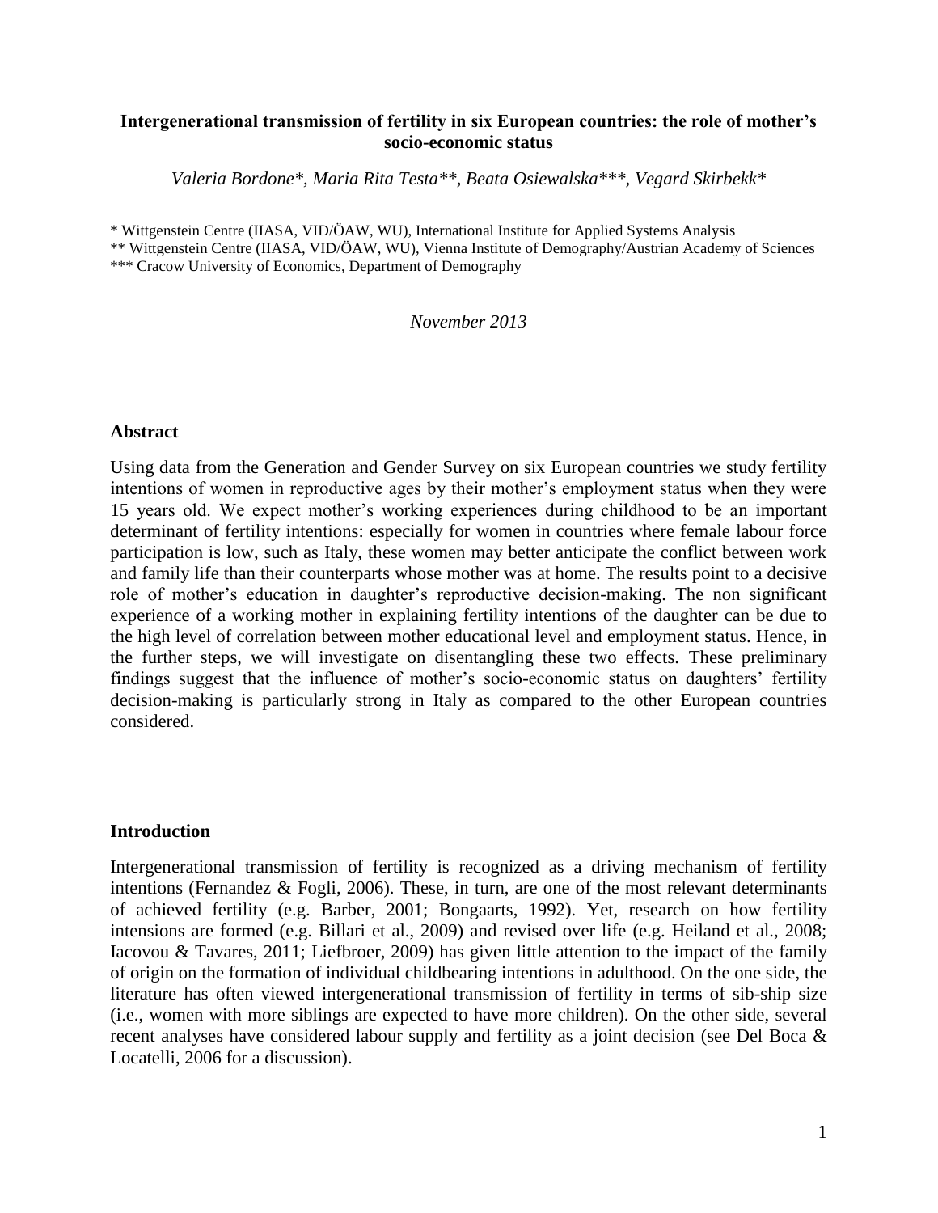# Intergenerational transmission of fertility in six European countries: the role of mother's socio-economic status

*Valeria Bordone\*, Maria Rita Testa\*\*, Beata Osiewalska\*\*\*, Vegard Skirbekk\**

\* Wittgenstein Centre (IIASA, VID/ÖAW, WU), International Institute for Applied Systems Analysis

\*\* Wittgenstein Centre (IIASA, VID/ÖAW, WU), Vienna Institute of Demography/Austrian Academy of Sciences

\*\*\* Cracow University of Economics, Department of Demography

*November 2013*

## Abstract

Using data from the Generation and Gender Survey on six European countries we study fertility intentions of women in reproductive ages by their mother's employment status when they were 15 years old. We expect mother's working experiences during childhood to be an important determinant of fertility intentions: especially for women in countries where female labour force participation is low, such as Italy, these women may better anticipate the conflict between work and family life than their counterparts whose mother was at home. The results point to a decisive role of mother's education in daughter's reproductive decision-making. The non significant experience of a working mother in explaining fertility intentions of the daughter can be due to the high level of correlation between mother educational level and employment status. Hence, in the further steps, we will investigate on disentangling these two effects. These preliminary findings suggest that the influence of mother's socio-economic status on daughters' fertility decision-making is particularly strong in Italy as compared to the other European countries considered.

## Introduction

Intergenerational transmission of fertility is recognized as a driving mechanism of fertility intentions (Fernandez & Fogli, 2006). These, in turn, are one of the most relevant determinants of achieved fertility (e.g. Barber, 2001; Bongaarts, 1992). Yet, research on how fertility intensions are formed (e.g. Billari et al., 2009) and revised over life (e.g. Heiland et al., 2008; Iacovou & Tavares, 2011; Liefbroer, 2009) has given little attention to the impact of the family of origin on the formation of individual childbearing intentions in adulthood. On the one side, the literature has often viewed intergenerational transmission of fertility in terms of sib-ship size (i.e., women with more siblings are expected to have more children). On the other side, several recent analyses have considered labour supply and fertility as a joint decision (see Del Boca & Locatelli, 2006 for a discussion).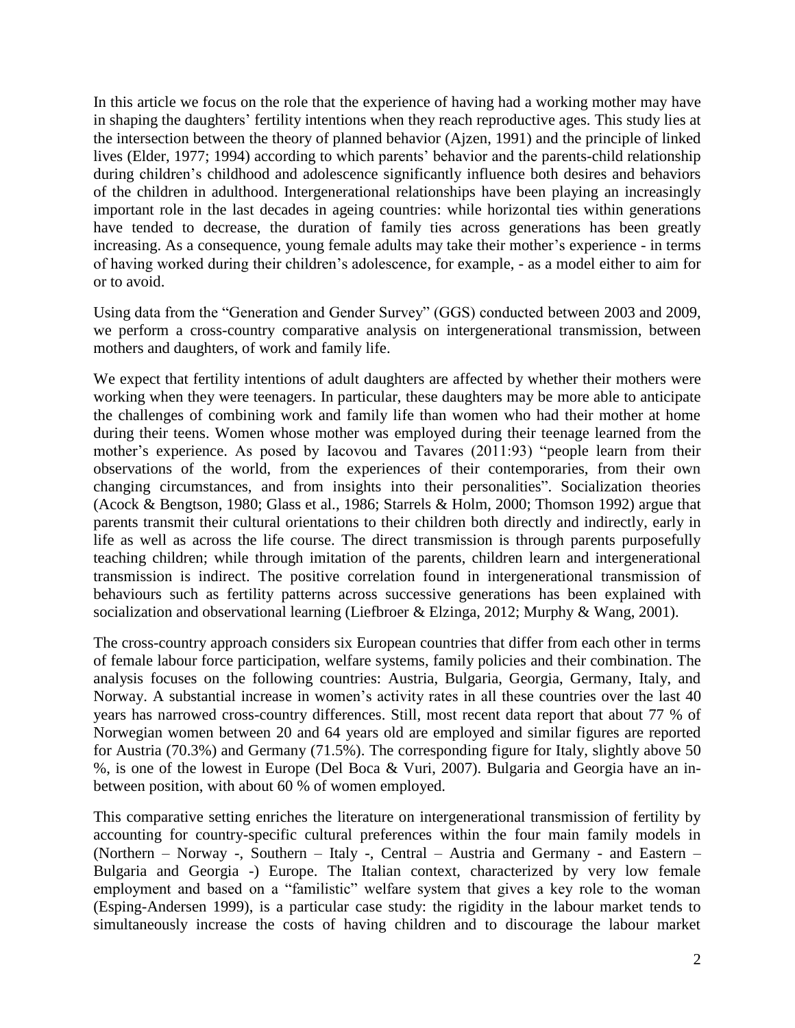In this article we focus on the role that the experience of having had a working mother may have in shaping the daughters' fertility intentions when they reach reproductive ages. This study lies at the intersection between the theory of planned behavior (Ajzen, 1991) and the principle of linked lives (Elder, 1977; 1994) according to which parents' behavior and the parents-child relationship during children's childhood and adolescence significantly influence both desires and behaviors of the children in adulthood. Intergenerational relationships have been playing an increasingly important role in the last decades in ageing countries: while horizontal ties within generations have tended to decrease, the duration of family ties across generations has been greatly increasing. As a consequence, young female adults may take their mother's experience - in terms of having worked during their children's adolescence, for example, - as a model either to aim for or to avoid.

Using data from the "Generation and Gender Survey" (GGS) conducted between 2003 and 2009, we perform a cross-country comparative analysis on intergenerational transmission, between mothers and daughters, of work and family life.

We expect that fertility intentions of adult daughters are affected by whether their mothers were working when they were teenagers. In particular, these daughters may be more able to anticipate the challenges of combining work and family life than women who had their mother at home during their teens. Women whose mother was employed during their teenage learned from the mother's experience. As posed by Iacovou and Tavares (2011:93) "people learn from their observations of the world, from the experiences of their contemporaries, from their own changing circumstances, and from insights into their personalities". Socialization theories (Acock & Bengtson, 1980; Glass et al., 1986; Starrels & Holm, 2000; Thomson 1992) argue that parents transmit their cultural orientations to their children both directly and indirectly, early in life as well as across the life course. The direct transmission is through parents purposefully teaching children; while through imitation of the parents, children learn and intergenerational transmission is indirect. The positive correlation found in intergenerational transmission of behaviours such as fertility patterns across successive generations has been explained with socialization and observational learning (Liefbroer & Elzinga, 2012; Murphy & Wang, 2001).

The cross-country approach considers six European countries that differ from each other in terms of female labour force participation, welfare systems, family policies and their combination. The analysis focuses on the following countries: Austria, Bulgaria, Georgia, Germany, Italy, and Norway. A substantial increase in women's activity rates in all these countries over the last 40 years has narrowed cross-country differences. Still, most recent data report that about 77 % of Norwegian women between 20 and 64 years old are employed and similar figures are reported for Austria (70.3%) and Germany (71.5%). The corresponding figure for Italy, slightly above 50 %, is one of the lowest in Europe (Del Boca & Vuri, 2007). Bulgaria and Georgia have an in-between position, with about 60 % of women employed.

This comparative setting enriches the literature on intergenerational transmission of fertility by accounting for country-specific cultural preferences within the four main family models in (Northern – Norway -, Southern – Italy -, Central – Austria and Germany - and Eastern – Bulgaria and Georgia -) Europe. The Italian context, characterized by very low female employment and based on a "familistic" welfare system that gives a key role to the woman (Esping-Andersen 1999), is a particular case study: the rigidity in the labour market tends to simultaneously increase the costs of having children and to discourage the labour market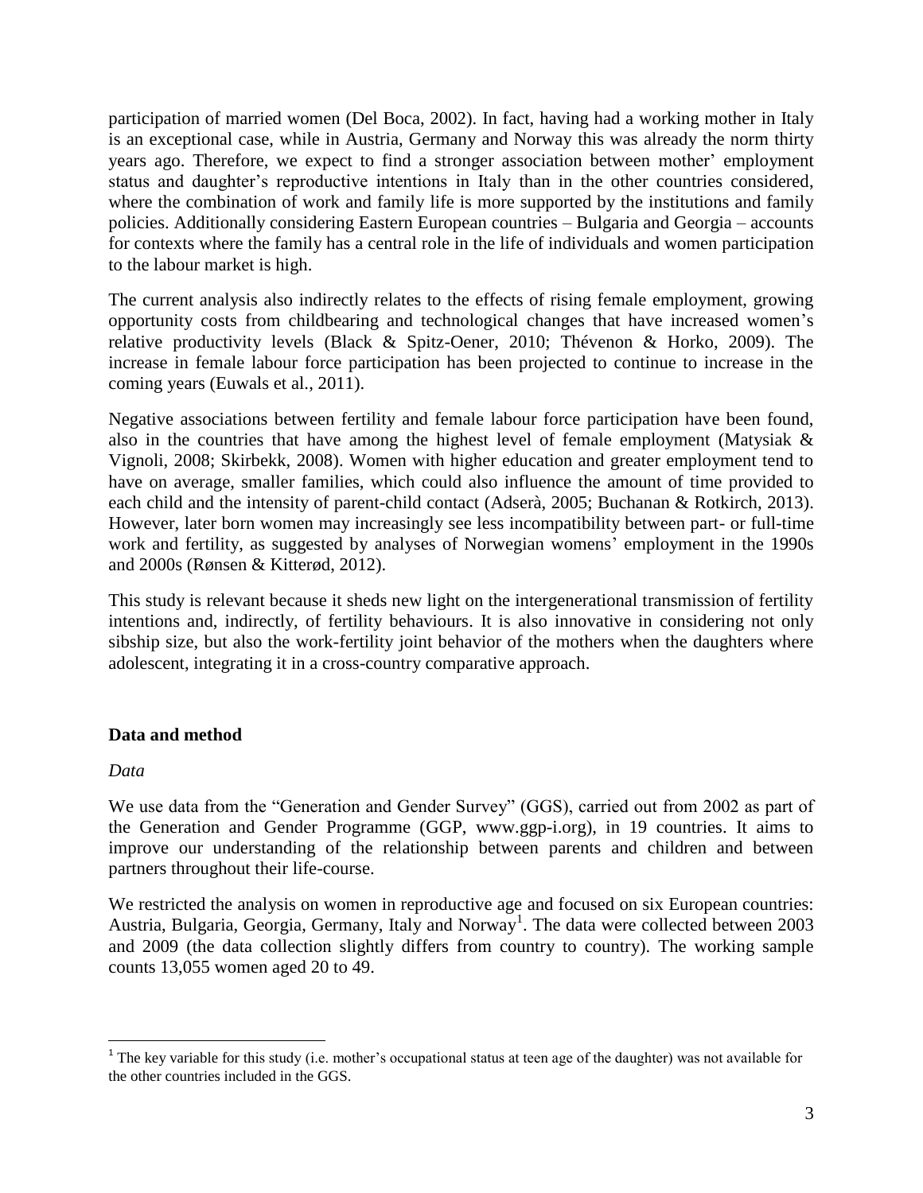participation of married women (Del Boca, 2002). In fact, having had a working mother in Italy is an exceptional case, while in Austria, Germany and Norway this was already the norm thirty years ago. Therefore, we expect to find a stronger association between mother' employment status and daughter's reproductive intentions in Italy than in the other countries considered, where the combination of work and family life is more supported by the institutions and family policies. Additionally considering Eastern European countries – Bulgaria and Georgia – accounts for contexts where the family has a central role in the life of individuals and women participation to the labour market is high.

The current analysis also indirectly relates to the effects of rising female employment, growing opportunity costs from childbearing and technological changes that have increased women's relative productivity levels (Black & Spitz-Oener, 2010; Thévenon & Horko, 2009). The increase in female labour force participation has been projected to continue to increase in the coming years (Euwals et al., 2011).

Negative associations between fertility and female labour force participation have been found, also in the countries that have among the highest level of female employment (Matysiak & Vignoli, 2008; Skirbekk, 2008). Women with higher education and greater employment tend to have on average, smaller families, which could also influence the amount of time provided to each child and the intensity of parent-child contact (Adserà, 2005; Buchanan & Rotkirch, 2013). However, later born women may increasingly see less incompatibility between part- or full-time work and fertility, as suggested by analyses of Norwegian womens' employment in the 1990s and 2000s (Rønsen & Kitterød, 2012).

This study is relevant because it sheds new light on the intergenerational transmission of fertility intentions and, indirectly, of fertility behaviours. It is also innovative in considering not only sibship size, but also the work-fertility joint behavior of the mothers when the daughters where adolescent, integrating it in a cross-country comparative approach.

## Data and method

*Data*

We use data from the "Generation and Gender Survey" (GGS), carried out from 2002 as part of the Generation and Gender Programme (GGP, www.ggp-i.org), in 19 countries. It aims to improve our understanding of the relationship between parents and children and between partners throughout their life-course.

We restricted the analysis on women in reproductive age and focused on six European countries: Austria, Bulgaria, Georgia, Germany, Italy and Norway[1]. The data were collected between 2003 and 2009 (the data collection slightly differs from country to country). The working sample counts 13,055 women aged 20 to 49.

[1] The key variable for this study (i.e. mother's occupational status at teen age of the daughter) was not available for the other countries included in the GGS.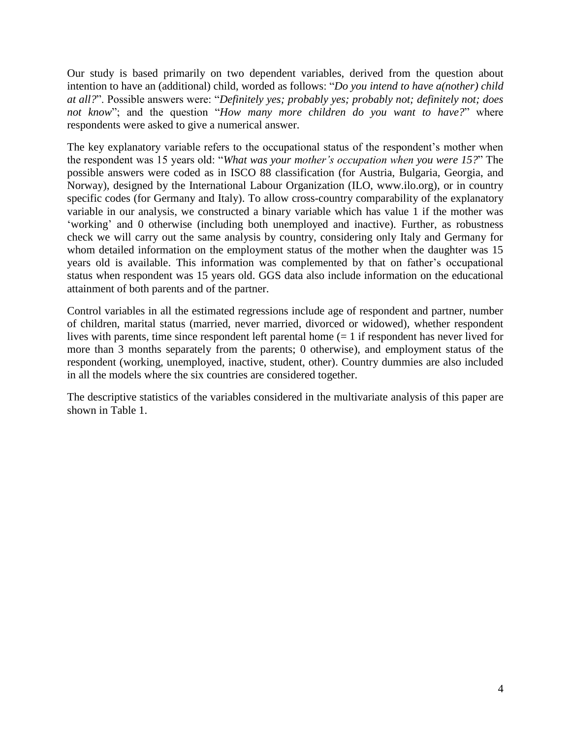Our study is based primarily on two dependent variables, derived from the question about intention to have an (additional) child, worded as follows: "*Do you intend to have a(nother) child at all?*". Possible answers were: "*Definitely yes; probably yes; probably not; definitely not; does not know*"; and the question "*How many more children do you want to have?*" where respondents were asked to give a numerical answer.

The key explanatory variable refers to the occupational status of the respondent's mother when the respondent was 15 years old: "*What was your mother's occupation when you were 15?*" The possible answers were coded as in ISCO 88 classification (for Austria, Bulgaria, Georgia, and Norway), designed by the International Labour Organization (ILO, www.ilo.org), or in country specific codes (for Germany and Italy). To allow cross-country comparability of the explanatory variable in our analysis, we constructed a binary variable which has value 1 if the mother was 'working' and 0 otherwise (including both unemployed and inactive). Further, as robustness check we will carry out the same analysis by country, considering only Italy and Germany for whom detailed information on the employment status of the mother when the daughter was 15 years old is available. This information was complemented by that on father's occupational status when respondent was 15 years old. GGS data also include information on the educational attainment of both parents and of the partner.

Control variables in all the estimated regressions include age of respondent and partner, number of children, marital status (married, never married, divorced or widowed), whether respondent lives with parents, time since respondent left parental home (= 1 if respondent has never lived for more than 3 months separately from the parents; 0 otherwise), and employment status of the respondent (working, unemployed, inactive, student, other). Country dummies are also included in all the models where the six countries are considered together.

The descriptive statistics of the variables considered in the multivariate analysis of this paper are shown in Table 1.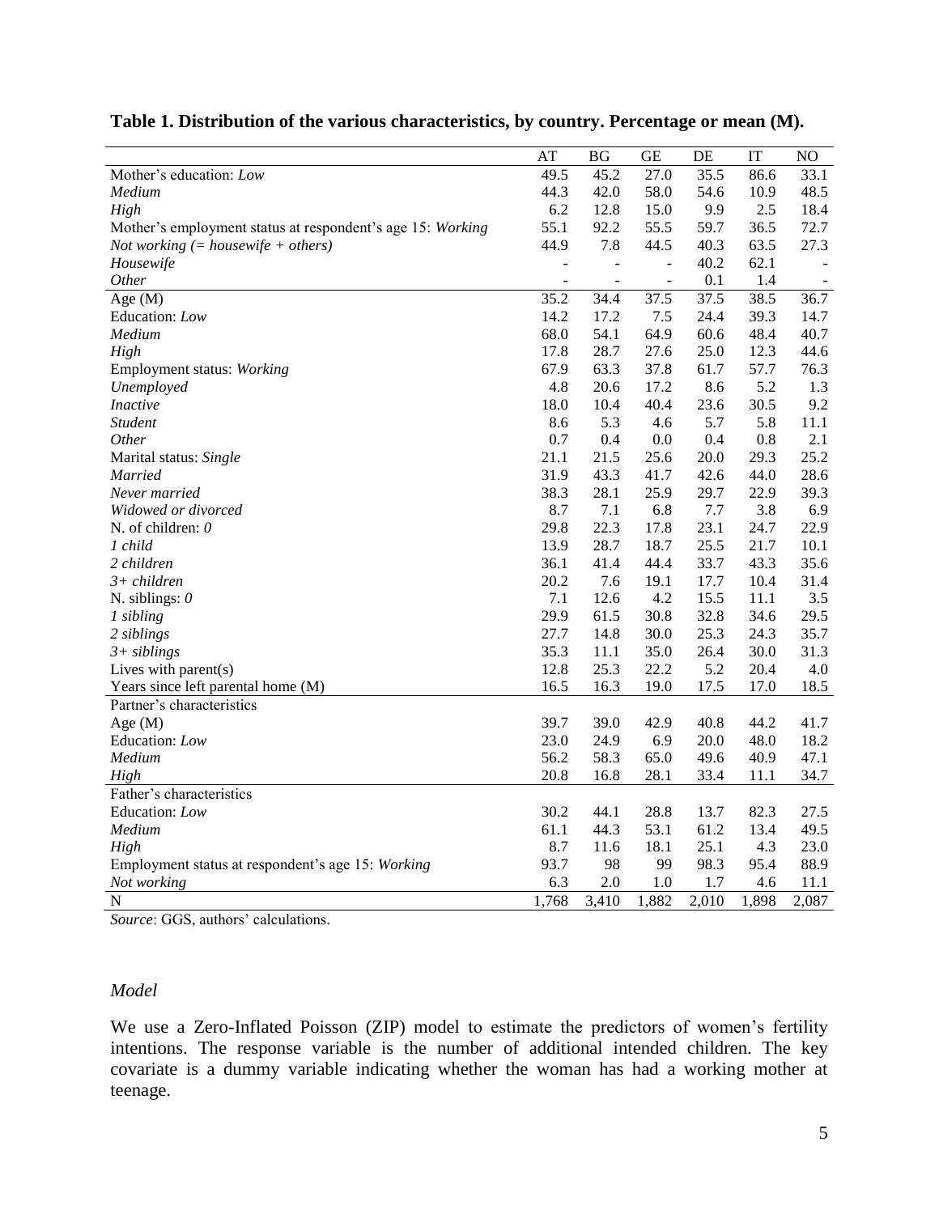**Table 1. Distribution of the various characteristics, by country. Percentage or mean (M).**

| | AT | BG | GE | DE | IT | NO |
|---|---|---|---|---|---|---|
| Mother's education: *Low* | 49.5 | 45.2 | 27.0 | 35.5 | 86.6 | 33.1 |
| *Medium* | 44.3 | 42.0 | 58.0 | 54.6 | 10.9 | 48.5 |
| *High* | 6.2 | 12.8 | 15.0 | 9.9 | 2.5 | 18.4 |
| Mother's employment status at respondent's age 15: *Working* | 55.1 | 92.2 | 55.5 | 59.7 | 36.5 | 72.7 |
| *Not working (= housewife + others)* | 44.9 | 7.8 | 44.5 | 40.3 | 63.5 | 27.3 |
| *Housewife* | - | - | - | 40.2 | 62.1 | - |
| *Other* | - | - | - | 0.1 | 1.4 | - |
| Age (M) | 35.2 | 34.4 | 37.5 | 37.5 | 38.5 | 36.7 |
| Education: *Low* | 14.2 | 17.2 | 7.5 | 24.4 | 39.3 | 14.7 |
| *Medium* | 68.0 | 54.1 | 64.9 | 60.6 | 48.4 | 40.7 |
| *High* | 17.8 | 28.7 | 27.6 | 25.0 | 12.3 | 44.6 |
| Employment status: *Working* | 67.9 | 63.3 | 37.8 | 61.7 | 57.7 | 76.3 |
| *Unemployed* | 4.8 | 20.6 | 17.2 | 8.6 | 5.2 | 1.3 |
| *Inactive* | 18.0 | 10.4 | 40.4 | 23.6 | 30.5 | 9.2 |
| *Student* | 8.6 | 5.3 | 4.6 | 5.7 | 5.8 | 11.1 |
| *Other* | 0.7 | 0.4 | 0.0 | 0.4 | 0.8 | 2.1 |
| Marital status: *Single* | 21.1 | 21.5 | 25.6 | 20.0 | 29.3 | 25.2 |
| *Married* | 31.9 | 43.3 | 41.7 | 42.6 | 44.0 | 28.6 |
| *Never married* | 38.3 | 28.1 | 25.9 | 29.7 | 22.9 | 39.3 |
| *Widowed or divorced* | 8.7 | 7.1 | 6.8 | 7.7 | 3.8 | 6.9 |
| N. of children: *0* | 29.8 | 22.3 | 17.8 | 23.1 | 24.7 | 22.9 |
| *1 child* | 13.9 | 28.7 | 18.7 | 25.5 | 21.7 | 10.1 |
| *2 children* | 36.1 | 41.4 | 44.4 | 33.7 | 43.3 | 35.6 |
| *3+ children* | 20.2 | 7.6 | 19.1 | 17.7 | 10.4 | 31.4 |
| N. siblings: *0* | 7.1 | 12.6 | 4.2 | 15.5 | 11.1 | 3.5 |
| *1 sibling* | 29.9 | 61.5 | 30.8 | 32.8 | 34.6 | 29.5 |
| *2 siblings* | 27.7 | 14.8 | 30.0 | 25.3 | 24.3 | 35.7 |
| *3+ siblings* | 35.3 | 11.1 | 35.0 | 26.4 | 30.0 | 31.3 |
| Lives with parent(s) | 12.8 | 25.3 | 22.2 | 5.2 | 20.4 | 4.0 |
| Years since left parental home (M) | 16.5 | 16.3 | 19.0 | 17.5 | 17.0 | 18.5 |
| Partner's characteristics | | | | | | |
| Age (M) | 39.7 | 39.0 | 42.9 | 40.8 | 44.2 | 41.7 |
| Education: *Low* | 23.0 | 24.9 | 6.9 | 20.0 | 48.0 | 18.2 |
| *Medium* | 56.2 | 58.3 | 65.0 | 49.6 | 40.9 | 47.1 |
| *High* | 20.8 | 16.8 | 28.1 | 33.4 | 11.1 | 34.7 |
| Father's characteristics | | | | | | |
| Education: *Low* | 30.2 | 44.1 | 28.8 | 13.7 | 82.3 | 27.5 |
| *Medium* | 61.1 | 44.3 | 53.1 | 61.2 | 13.4 | 49.5 |
| *High* | 8.7 | 11.6 | 18.1 | 25.1 | 4.3 | 23.0 |
| Employment status at respondent's age 15: *Working* | 93.7 | 98 | 99 | 98.3 | 95.4 | 88.9 |
| *Not working* | 6.3 | 2.0 | 1.0 | 1.7 | 4.6 | 11.1 |
| N | 1,768 | 3,410 | 1,882 | 2,010 | 1,898 | 2,087 |

*Source*: GGS, authors' calculations.

### *Model*

We use a Zero-Inflated Poisson (ZIP) model to estimate the predictors of women's fertility intentions. The response variable is the number of additional intended children. The key covariate is a dummy variable indicating whether the woman has had a working mother at teenage.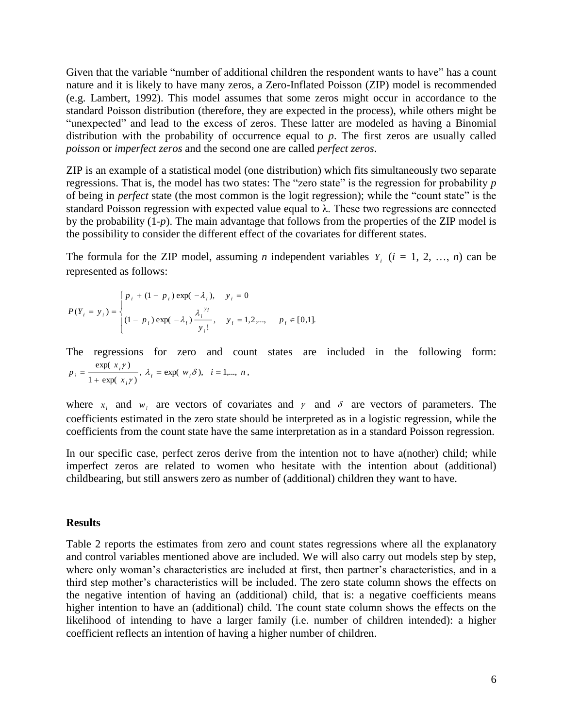Given that the variable "number of additional children the respondent wants to have" has a count nature and it is likely to have many zeros, a Zero-Inflated Poisson (ZIP) model is recommended (e.g. Lambert, 1992). This model assumes that some zeros might occur in accordance to the standard Poisson distribution (therefore, they are expected in the process), while others might be "unexpected" and lead to the excess of zeros. These latter are modeled as having a Binomial distribution with the probability of occurrence equal to *p*. The first zeros are usually called *poisson* or *imperfect zeros* and the second one are called *perfect zeros*.

ZIP is an example of a statistical model (one distribution) which fits simultaneously two separate regressions. That is, the model has two states: The "zero state" is the regression for probability *p* of being in *perfect* state (the most common is the logit regression); while the "count state" is the standard Poisson regression with expected value equal to $\lambda$. These two regressions are connected by the probability (1-*p*). The main advantage that follows from the properties of the ZIP model is the possibility to consider the different effect of the covariates for different states.

The formula for the ZIP model, assuming *n* independent variables $Y_i$ ($i$ = 1, 2, …, $n$) can be represented as follows:

$$P(Y_i = y_i) = \begin{cases} p_i + (1 - p_i)\exp(-\lambda_i), & y_i = 0 \\ (1 - p_i)\exp(-\lambda_i)\dfrac{\lambda_i^{y_i}}{y_i!}, & y_i = 1,2,..., \quad p_i \in [0,1]. \end{cases}$$

The regressions for zero and count states are included in the following form: $p_i = \dfrac{\exp(x_i\gamma)}{1 + \exp(x_i\gamma)}$, $\lambda_i = \exp(w_i\delta)$, $i = 1,..., n$,

where $x_i$ and $w_i$ are vectors of covariates and $\gamma$ and $\delta$ are vectors of parameters. The coefficients estimated in the zero state should be interpreted as in a logistic regression, while the coefficients from the count state have the same interpretation as in a standard Poisson regression.

In our specific case, perfect zeros derive from the intention not to have a(nother) child; while imperfect zeros are related to women who hesitate with the intention about (additional) childbearing, but still answers zero as number of (additional) children they want to have.

**Results**

Table 2 reports the estimates from zero and count states regressions where all the explanatory and control variables mentioned above are included. We will also carry out models step by step, where only woman's characteristics are included at first, then partner's characteristics, and in a third step mother's characteristics will be included. The zero state column shows the effects on the negative intention of having an (additional) child, that is: a negative coefficients means higher intention to have an (additional) child. The count state column shows the effects on the likelihood of intending to have a larger family (i.e. number of children intended): a higher coefficient reflects an intention of having a higher number of children.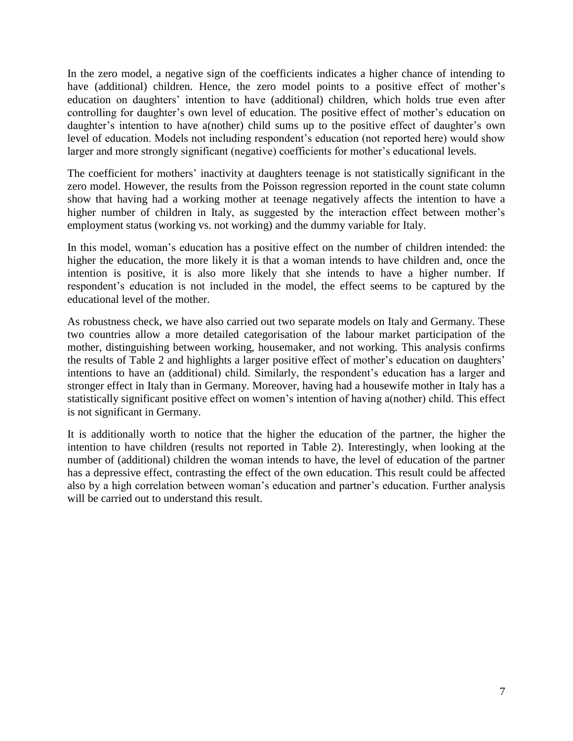In the zero model, a negative sign of the coefficients indicates a higher chance of intending to have (additional) children. Hence, the zero model points to a positive effect of mother's education on daughters' intention to have (additional) children, which holds true even after controlling for daughter's own level of education. The positive effect of mother's education on daughter's intention to have a(nother) child sums up to the positive effect of daughter's own level of education. Models not including respondent's education (not reported here) would show larger and more strongly significant (negative) coefficients for mother's educational levels.

The coefficient for mothers' inactivity at daughters teenage is not statistically significant in the zero model. However, the results from the Poisson regression reported in the count state column show that having had a working mother at teenage negatively affects the intention to have a higher number of children in Italy, as suggested by the interaction effect between mother's employment status (working vs. not working) and the dummy variable for Italy.

In this model, woman's education has a positive effect on the number of children intended: the higher the education, the more likely it is that a woman intends to have children and, once the intention is positive, it is also more likely that she intends to have a higher number. If respondent's education is not included in the model, the effect seems to be captured by the educational level of the mother.

As robustness check, we have also carried out two separate models on Italy and Germany. These two countries allow a more detailed categorisation of the labour market participation of the mother, distinguishing between working, housemaker, and not working. This analysis confirms the results of Table 2 and highlights a larger positive effect of mother's education on daughters' intentions to have an (additional) child. Similarly, the respondent's education has a larger and stronger effect in Italy than in Germany. Moreover, having had a housewife mother in Italy has a statistically significant positive effect on women's intention of having a(nother) child. This effect is not significant in Germany.

It is additionally worth to notice that the higher the education of the partner, the higher the intention to have children (results not reported in Table 2). Interestingly, when looking at the number of (additional) children the woman intends to have, the level of education of the partner has a depressive effect, contrasting the effect of the own education. This result could be affected also by a high correlation between woman's education and partner's education. Further analysis will be carried out to understand this result.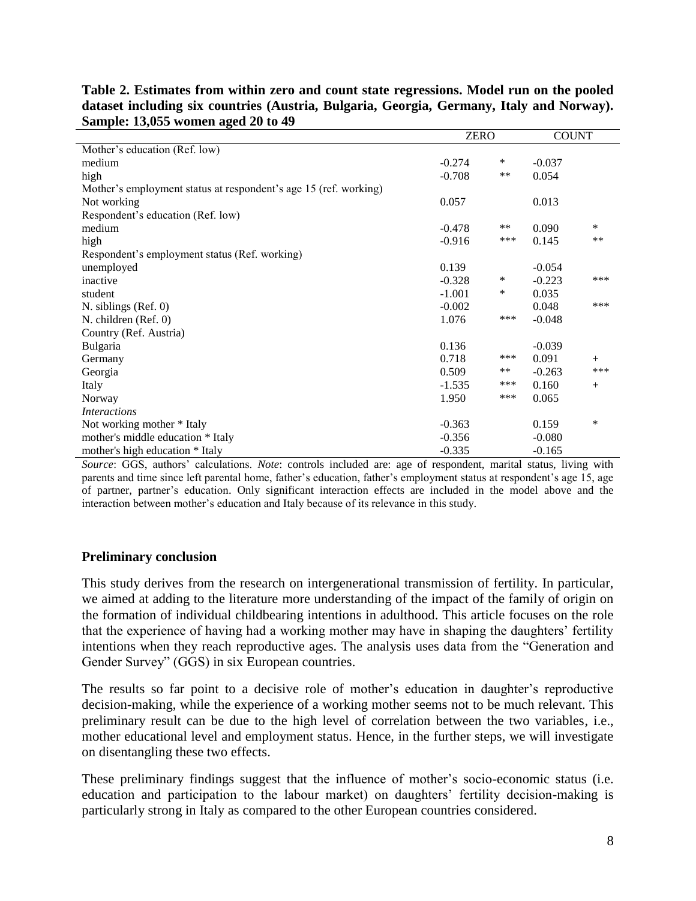**Table 2. Estimates from within zero and count state regressions. Model run on the pooled dataset including six countries (Austria, Bulgaria, Georgia, Germany, Italy and Norway). Sample: 13,055 women aged 20 to 49**

| | ZERO | | COUNT | |
|---|---|---|---|---|
| Mother's education (Ref. low) | | | | |
| medium | -0.274 | * | -0.037 | |
| high | -0.708 | ** | 0.054 | |
| Mother's employment status at respondent's age 15 (ref. working) | | | | |
| Not working | 0.057 | | 0.013 | |
| Respondent's education (Ref. low) | | | | |
| medium | -0.478 | ** | 0.090 | * |
| high | -0.916 | *** | 0.145 | ** |
| Respondent's employment status (Ref. working) | | | | |
| unemployed | 0.139 | | -0.054 | |
| inactive | -0.328 | * | -0.223 | *** |
| student | -1.001 | * | 0.035 | |
| N. siblings (Ref. 0) | -0.002 | | 0.048 | *** |
| N. children (Ref. 0) | 1.076 | *** | -0.048 | |
| Country (Ref. Austria) | | | | |
| Bulgaria | 0.136 | | -0.039 | |
| Germany | 0.718 | *** | 0.091 | + |
| Georgia | 0.509 | ** | -0.263 | *** |
| Italy | -1.535 | *** | 0.160 | + |
| Norway | 1.950 | *** | 0.065 | |
| *Interactions* | | | | |
| Not working mother * Italy | -0.363 | | 0.159 | * |
| mother's middle education * Italy | -0.356 | | -0.080 | |
| mother's high education * Italy | -0.335 | | -0.165 | |

*Source*: GGS, authors' calculations. *Note*: controls included are: age of respondent, marital status, living with parents and time since left parental home, father's education, father's employment status at respondent's age 15, age of partner, partner's education. Only significant interaction effects are included in the model above and the interaction between mother's education and Italy because of its relevance in this study.

## Preliminary conclusion

This study derives from the research on intergenerational transmission of fertility. In particular, we aimed at adding to the literature more understanding of the impact of the family of origin on the formation of individual childbearing intentions in adulthood. This article focuses on the role that the experience of having had a working mother may have in shaping the daughters' fertility intentions when they reach reproductive ages. The analysis uses data from the "Generation and Gender Survey" (GGS) in six European countries.

The results so far point to a decisive role of mother's education in daughter's reproductive decision-making, while the experience of a working mother seems not to be much relevant. This preliminary result can be due to the high level of correlation between the two variables, i.e., mother educational level and employment status. Hence, in the further steps, we will investigate on disentangling these two effects.

These preliminary findings suggest that the influence of mother's socio-economic status (i.e. education and participation to the labour market) on daughters' fertility decision-making is particularly strong in Italy as compared to the other European countries considered.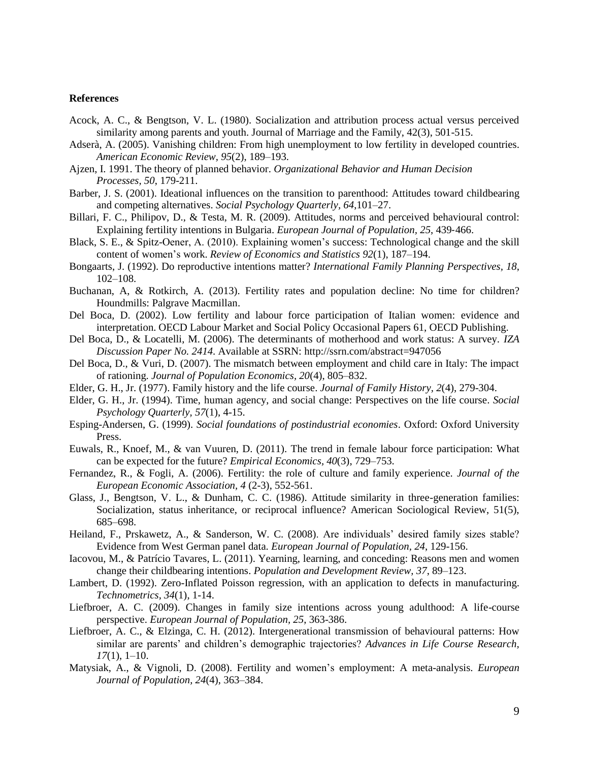**References**

Acock, A. C., & Bengtson, V. L. (1980). Socialization and attribution process actual versus perceived similarity among parents and youth. Journal of Marriage and the Family, 42(3), 501-515.

Adserà, A. (2005). Vanishing children: From high unemployment to low fertility in developed countries. *American Economic Review*, *95*(2), 189–193.

Ajzen, I. 1991. The theory of planned behavior. *Organizational Behavior and Human Decision Processes*, *50*, 179-211.

Barber, J. S. (2001). Ideational influences on the transition to parenthood: Attitudes toward childbearing and competing alternatives. *Social Psychology Quarterly*, *64*,101–27.

Billari, F. C., Philipov, D., & Testa, M. R. (2009). Attitudes, norms and perceived behavioural control: Explaining fertility intentions in Bulgaria. *European Journal of Population*, *25*, 439-466.

Black, S. E., & Spitz-Oener, A. (2010). Explaining women's success: Technological change and the skill content of women's work. *Review of Economics and Statistics 92*(1), 187–194.

Bongaarts, J. (1992). Do reproductive intentions matter? *International Family Planning Perspectives*, *18*, 102–108.

Buchanan, A, & Rotkirch, A. (2013). Fertility rates and population decline: No time for children? Houndmills: Palgrave Macmillan.

Del Boca, D. (2002). Low fertility and labour force participation of Italian women: evidence and interpretation. OECD Labour Market and Social Policy Occasional Papers 61, OECD Publishing.

Del Boca, D., & Locatelli, M. (2006). The determinants of motherhood and work status: A survey. *IZA Discussion Paper No. 2414.* Available at SSRN: http://ssrn.com/abstract=947056

Del Boca, D., & Vuri, D. (2007). The mismatch between employment and child care in Italy: The impact of rationing. *Journal of Population Economics, 20*(4), 805–832.

Elder, G. H., Jr. (1977). Family history and the life course. *Journal of Family History*, *2*(4), 279-304.

Elder, G. H., Jr. (1994). Time, human agency, and social change: Perspectives on the life course. *Social Psychology Quarterly, 57*(1), 4-15.

Esping-Andersen, G. (1999). *Social foundations of postindustrial economies*. Oxford: Oxford University Press.

Euwals, R., Knoef, M., & van Vuuren, D. (2011). The trend in female labour force participation: What can be expected for the future? *Empirical Economics, 40*(3), 729–753.

Fernandez, R., & Fogli, A. (2006). Fertility: the role of culture and family experience. *Journal of the European Economic Association, 4* (2-3), 552-561.

Glass, J., Bengtson, V. L., & Dunham, C. C. (1986). Attitude similarity in three-generation families: Socialization, status inheritance, or reciprocal influence? American Sociological Review, 51(5), 685–698.

Heiland, F., Prskawetz, A., & Sanderson, W. C. (2008). Are individuals' desired family sizes stable? Evidence from West German panel data. *European Journal of Population*, *24*, 129-156.

Iacovou, M., & Patrício Tavares, L. (2011). Yearning, learning, and conceding: Reasons men and women change their childbearing intentions. *Population and Development Review*, *37*, 89–123.

Lambert, D. (1992). Zero-Inflated Poisson regression, with an application to defects in manufacturing. *Technometrics*, *34*(1), 1-14.

Liefbroer, A. C. (2009). Changes in family size intentions across young adulthood: A life-course perspective. *European Journal of Population*, *25*, 363-386.

Liefbroer, A. C., & Elzinga, C. H. (2012). Intergenerational transmission of behavioural patterns: How similar are parents' and children's demographic trajectories? *Advances in Life Course Research, 17*(1), 1–10.

Matysiak, A., & Vignoli, D. (2008). Fertility and women's employment: A meta-analysis. *European Journal of Population, 24*(4), 363–384.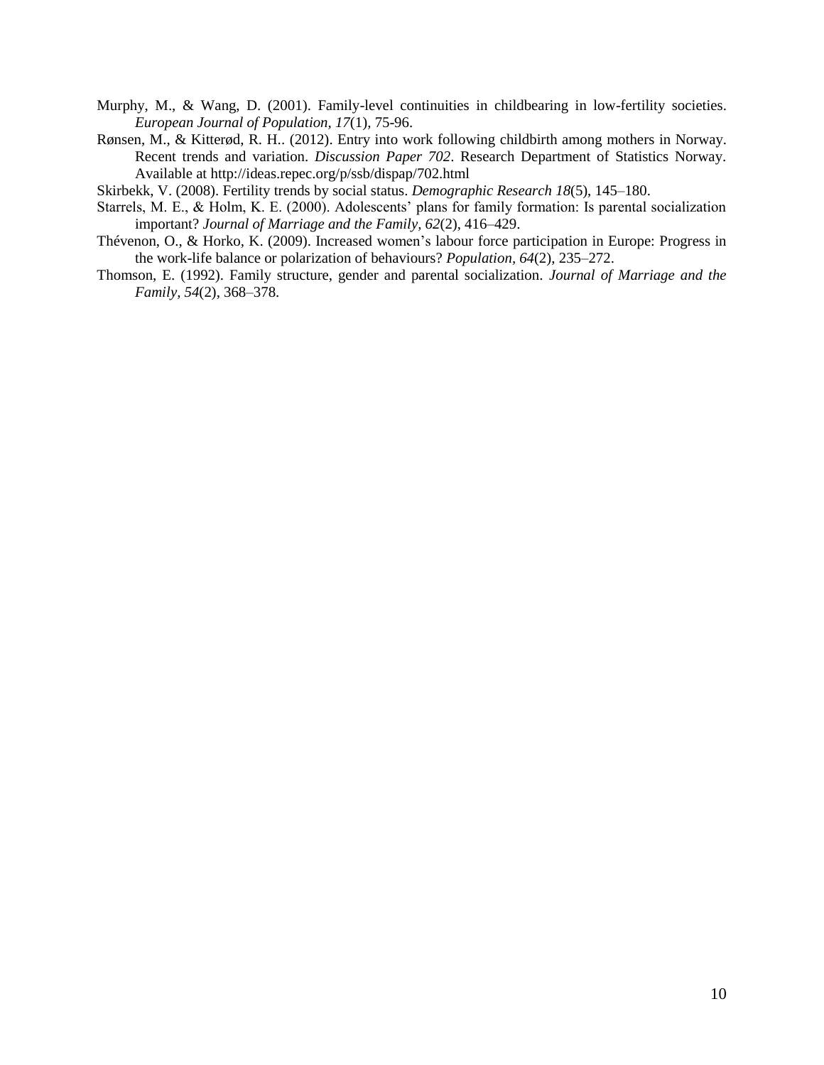Murphy, M., & Wang, D. (2001). Family-level continuities in childbearing in low-fertility societies. *European Journal of Population*, *17*(1), 75-96.

Rønsen, M., & Kitterød, R. H.. (2012). Entry into work following childbirth among mothers in Norway. Recent trends and variation. *Discussion Paper 702*. Research Department of Statistics Norway. Available at http://ideas.repec.org/p/ssb/dispap/702.html

Skirbekk, V. (2008). Fertility trends by social status. *Demographic Research 18*(5), 145–180.

Starrels, M. E., & Holm, K. E. (2000). Adolescents' plans for family formation: Is parental socialization important? *Journal of Marriage and the Family*, *62*(2), 416–429.

Thévenon, O., & Horko, K. (2009). Increased women's labour force participation in Europe: Progress in the work-life balance or polarization of behaviours? *Population, 64*(2), 235–272.

Thomson, E. (1992). Family structure, gender and parental socialization. *Journal of Marriage and the Family*, *54*(2), 368–378.